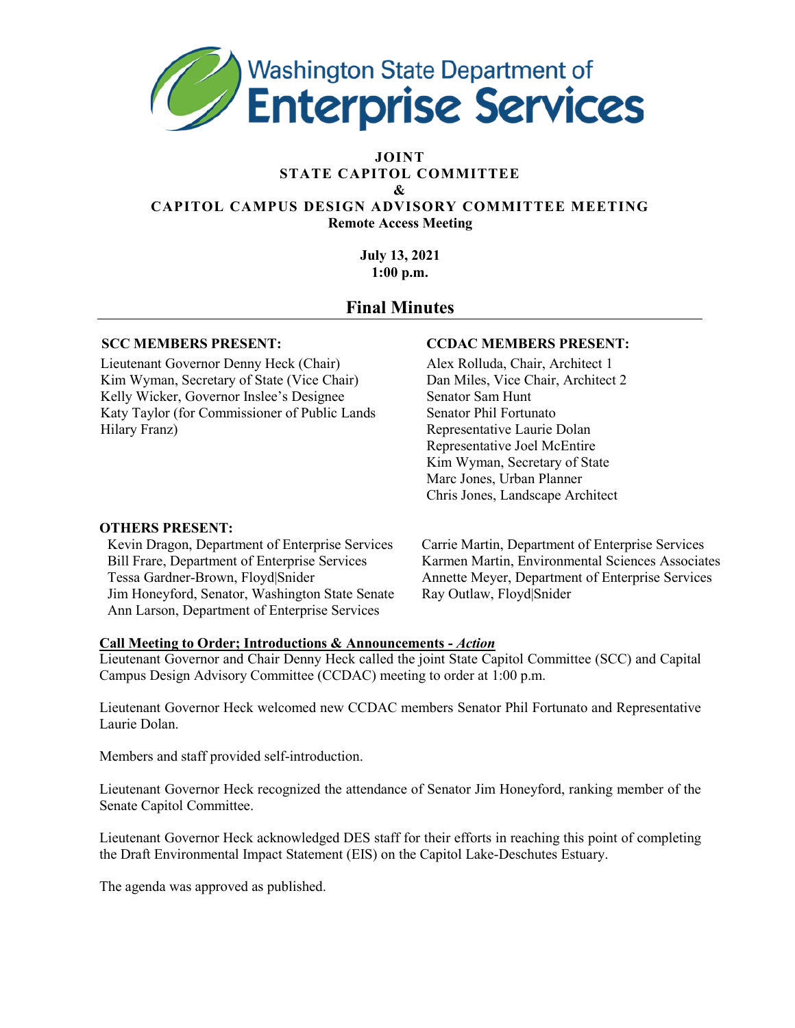Washington State Department of Enterprise Services

# JOINT
# STATE CAPITOL COMMITTEE
# &
# CAPITOL CAMPUS DESIGN ADVISORY COMMITTEE MEETING

**Remote Access Meeting**

**July 13, 2021**
**1:00 p.m.**

## Final Minutes

**SCC MEMBERS PRESENT:**

Lieutenant Governor Denny Heck (Chair)
Kim Wyman, Secretary of State (Vice Chair)
Kelly Wicker, Governor Inslee's Designee
Katy Taylor (for Commissioner of Public Lands Hilary Franz)

**CCDAC MEMBERS PRESENT:**

Alex Rolluda, Chair, Architect 1
Dan Miles, Vice Chair, Architect 2
Senator Sam Hunt
Senator Phil Fortunato
Representative Laurie Dolan
Representative Joel McEntire
Kim Wyman, Secretary of State
Marc Jones, Urban Planner
Chris Jones, Landscape Architect

**OTHERS PRESENT:**

Kevin Dragon, Department of Enterprise Services
Bill Frare, Department of Enterprise Services
Tessa Gardner-Brown, Floyd|Snider
Jim Honeyford, Senator, Washington State Senate
Ann Larson, Department of Enterprise Services
Carrie Martin, Department of Enterprise Services
Karmen Martin, Environmental Sciences Associates
Annette Meyer, Department of Enterprise Services
Ray Outlaw, Floyd|Snider

**Call Meeting to Order; Introductions & Announcements - *Action***

Lieutenant Governor and Chair Denny Heck called the joint State Capitol Committee (SCC) and Capital Campus Design Advisory Committee (CCDAC) meeting to order at 1:00 p.m.

Lieutenant Governor Heck welcomed new CCDAC members Senator Phil Fortunato and Representative Laurie Dolan.

Members and staff provided self-introduction.

Lieutenant Governor Heck recognized the attendance of Senator Jim Honeyford, ranking member of the Senate Capitol Committee.

Lieutenant Governor Heck acknowledged DES staff for their efforts in reaching this point of completing the Draft Environmental Impact Statement (EIS) on the Capitol Lake-Deschutes Estuary.

The agenda was approved as published.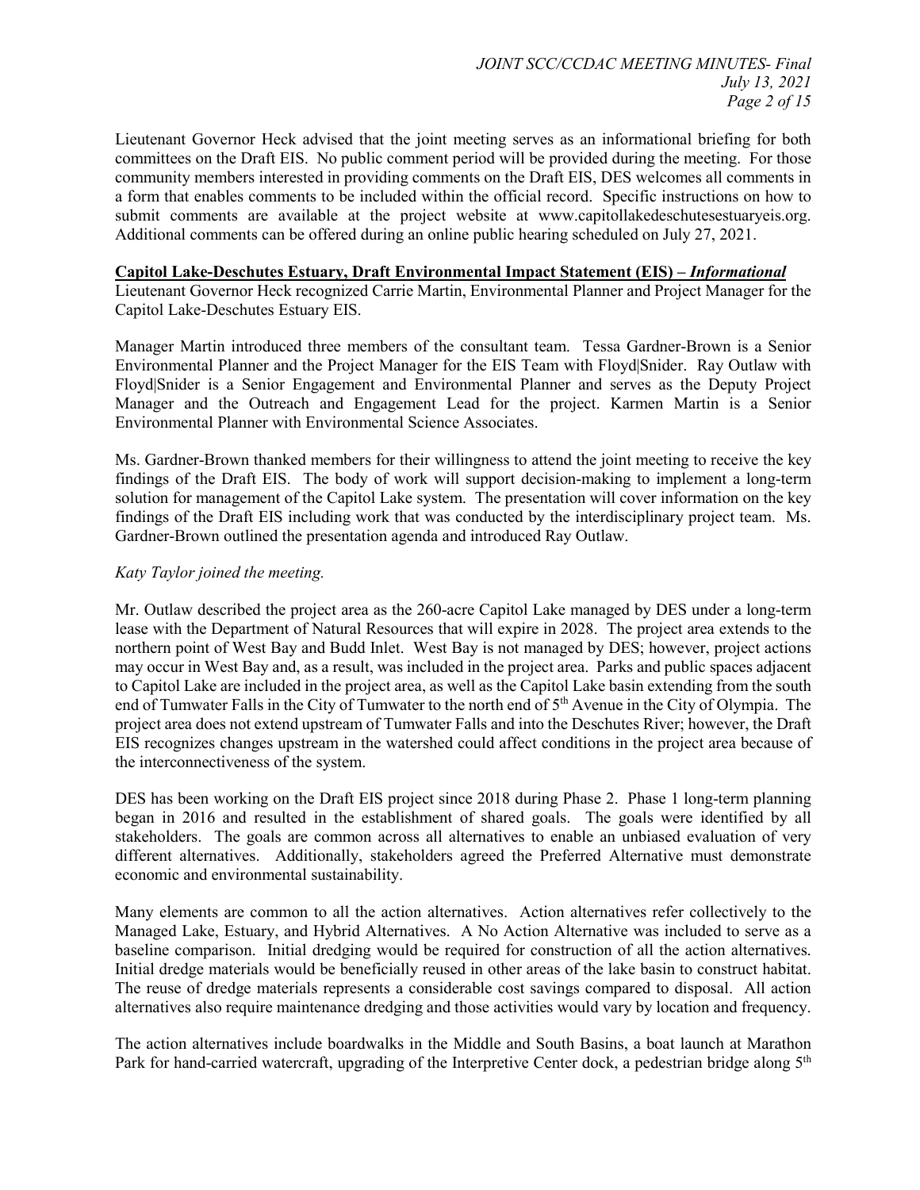Lieutenant Governor Heck advised that the joint meeting serves as an informational briefing for both committees on the Draft EIS. No public comment period will be provided during the meeting. For those community members interested in providing comments on the Draft EIS, DES welcomes all comments in a form that enables comments to be included within the official record. Specific instructions on how to submit comments are available at the project website at www.capitollakedeschutesestuaryeis.org. Additional comments can be offered during an online public hearing scheduled on July 27, 2021.

**Capitol Lake-Deschutes Estuary, Draft Environmental Impact Statement (EIS) – *Informational***

Lieutenant Governor Heck recognized Carrie Martin, Environmental Planner and Project Manager for the Capitol Lake-Deschutes Estuary EIS.

Manager Martin introduced three members of the consultant team. Tessa Gardner-Brown is a Senior Environmental Planner and the Project Manager for the EIS Team with Floyd|Snider. Ray Outlaw with Floyd|Snider is a Senior Engagement and Environmental Planner and serves as the Deputy Project Manager and the Outreach and Engagement Lead for the project. Karmen Martin is a Senior Environmental Planner with Environmental Science Associates.

Ms. Gardner-Brown thanked members for their willingness to attend the joint meeting to receive the key findings of the Draft EIS. The body of work will support decision-making to implement a long-term solution for management of the Capitol Lake system. The presentation will cover information on the key findings of the Draft EIS including work that was conducted by the interdisciplinary project team. Ms. Gardner-Brown outlined the presentation agenda and introduced Ray Outlaw.

*Katy Taylor joined the meeting.*

Mr. Outlaw described the project area as the 260-acre Capitol Lake managed by DES under a long-term lease with the Department of Natural Resources that will expire in 2028. The project area extends to the northern point of West Bay and Budd Inlet. West Bay is not managed by DES; however, project actions may occur in West Bay and, as a result, was included in the project area. Parks and public spaces adjacent to Capitol Lake are included in the project area, as well as the Capitol Lake basin extending from the south end of Tumwater Falls in the City of Tumwater to the north end of 5th Avenue in the City of Olympia. The project area does not extend upstream of Tumwater Falls and into the Deschutes River; however, the Draft EIS recognizes changes upstream in the watershed could affect conditions in the project area because of the interconnectiveness of the system.

DES has been working on the Draft EIS project since 2018 during Phase 2. Phase 1 long-term planning began in 2016 and resulted in the establishment of shared goals. The goals were identified by all stakeholders. The goals are common across all alternatives to enable an unbiased evaluation of very different alternatives. Additionally, stakeholders agreed the Preferred Alternative must demonstrate economic and environmental sustainability.

Many elements are common to all the action alternatives. Action alternatives refer collectively to the Managed Lake, Estuary, and Hybrid Alternatives. A No Action Alternative was included to serve as a baseline comparison. Initial dredging would be required for construction of all the action alternatives. Initial dredge materials would be beneficially reused in other areas of the lake basin to construct habitat. The reuse of dredge materials represents a considerable cost savings compared to disposal. All action alternatives also require maintenance dredging and those activities would vary by location and frequency.

The action alternatives include boardwalks in the Middle and South Basins, a boat launch at Marathon Park for hand-carried watercraft, upgrading of the Interpretive Center dock, a pedestrian bridge along 5th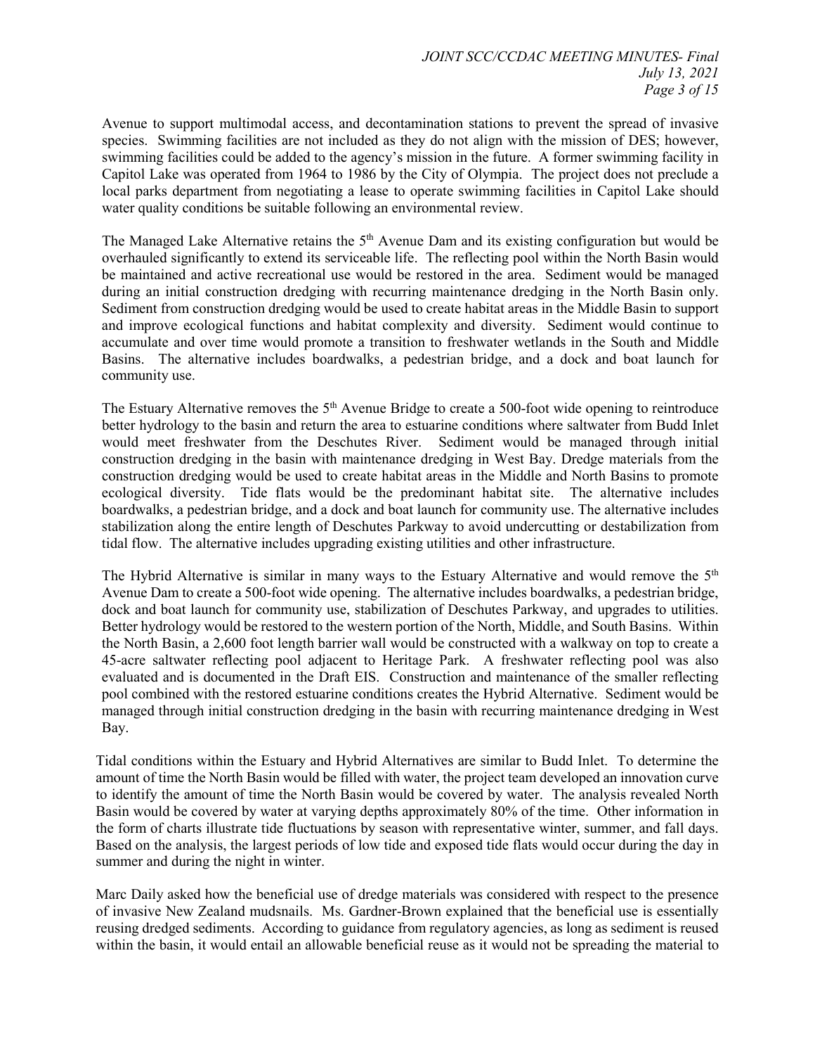Avenue to support multimodal access, and decontamination stations to prevent the spread of invasive species. Swimming facilities are not included as they do not align with the mission of DES; however, swimming facilities could be added to the agency's mission in the future. A former swimming facility in Capitol Lake was operated from 1964 to 1986 by the City of Olympia. The project does not preclude a local parks department from negotiating a lease to operate swimming facilities in Capitol Lake should water quality conditions be suitable following an environmental review.

The Managed Lake Alternative retains the 5th Avenue Dam and its existing configuration but would be overhauled significantly to extend its serviceable life. The reflecting pool within the North Basin would be maintained and active recreational use would be restored in the area. Sediment would be managed during an initial construction dredging with recurring maintenance dredging in the North Basin only. Sediment from construction dredging would be used to create habitat areas in the Middle Basin to support and improve ecological functions and habitat complexity and diversity. Sediment would continue to accumulate and over time would promote a transition to freshwater wetlands in the South and Middle Basins. The alternative includes boardwalks, a pedestrian bridge, and a dock and boat launch for community use.

The Estuary Alternative removes the 5th Avenue Bridge to create a 500-foot wide opening to reintroduce better hydrology to the basin and return the area to estuarine conditions where saltwater from Budd Inlet would meet freshwater from the Deschutes River. Sediment would be managed through initial construction dredging in the basin with maintenance dredging in West Bay. Dredge materials from the construction dredging would be used to create habitat areas in the Middle and North Basins to promote ecological diversity. Tide flats would be the predominant habitat site. The alternative includes boardwalks, a pedestrian bridge, and a dock and boat launch for community use. The alternative includes stabilization along the entire length of Deschutes Parkway to avoid undercutting or destabilization from tidal flow. The alternative includes upgrading existing utilities and other infrastructure.

The Hybrid Alternative is similar in many ways to the Estuary Alternative and would remove the 5th Avenue Dam to create a 500-foot wide opening. The alternative includes boardwalks, a pedestrian bridge, dock and boat launch for community use, stabilization of Deschutes Parkway, and upgrades to utilities. Better hydrology would be restored to the western portion of the North, Middle, and South Basins. Within the North Basin, a 2,600 foot length barrier wall would be constructed with a walkway on top to create a 45-acre saltwater reflecting pool adjacent to Heritage Park. A freshwater reflecting pool was also evaluated and is documented in the Draft EIS. Construction and maintenance of the smaller reflecting pool combined with the restored estuarine conditions creates the Hybrid Alternative. Sediment would be managed through initial construction dredging in the basin with recurring maintenance dredging in West Bay.

Tidal conditions within the Estuary and Hybrid Alternatives are similar to Budd Inlet. To determine the amount of time the North Basin would be filled with water, the project team developed an innovation curve to identify the amount of time the North Basin would be covered by water. The analysis revealed North Basin would be covered by water at varying depths approximately 80% of the time. Other information in the form of charts illustrate tide fluctuations by season with representative winter, summer, and fall days. Based on the analysis, the largest periods of low tide and exposed tide flats would occur during the day in summer and during the night in winter.

Marc Daily asked how the beneficial use of dredge materials was considered with respect to the presence of invasive New Zealand mudsnails. Ms. Gardner-Brown explained that the beneficial use is essentially reusing dredged sediments. According to guidance from regulatory agencies, as long as sediment is reused within the basin, it would entail an allowable beneficial reuse as it would not be spreading the material to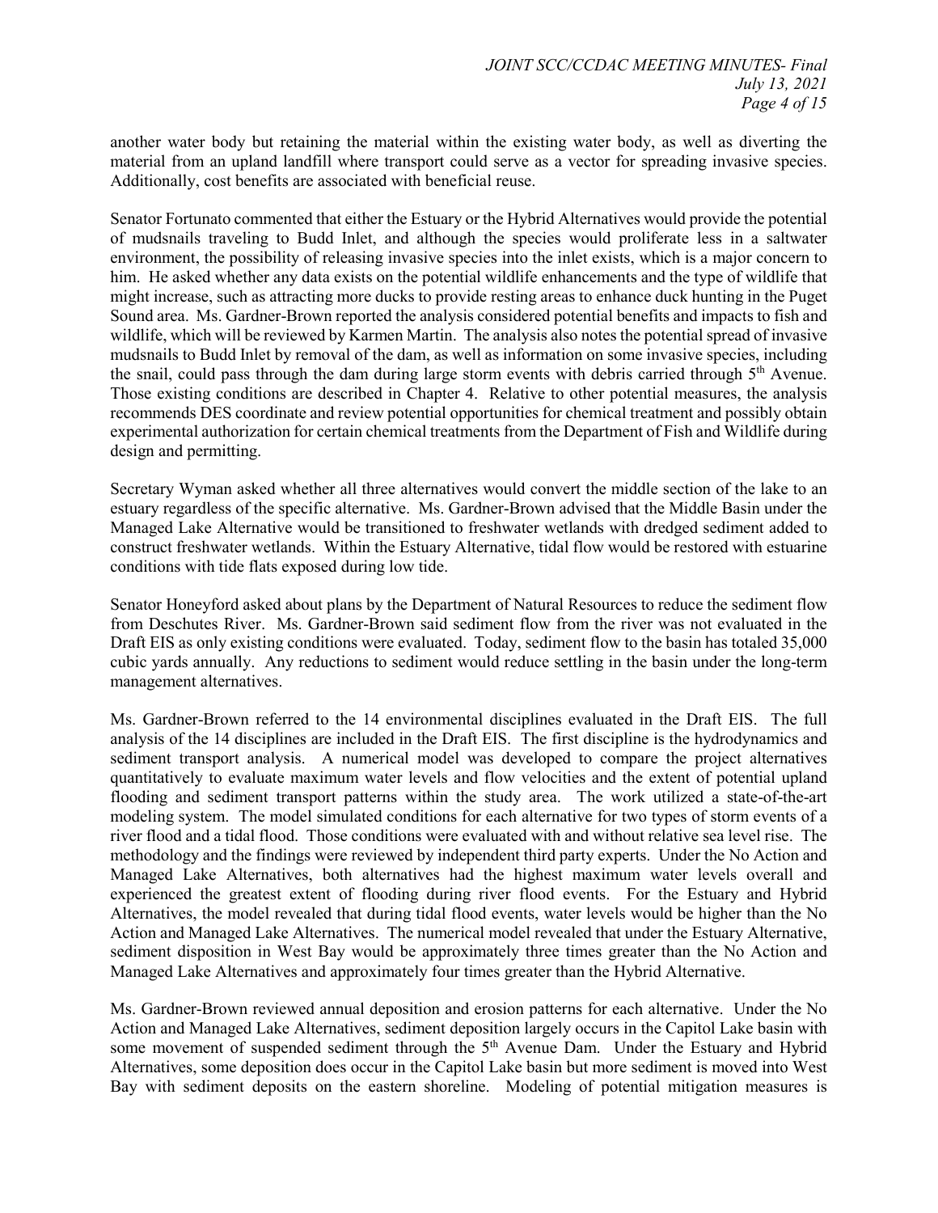another water body but retaining the material within the existing water body, as well as diverting the material from an upland landfill where transport could serve as a vector for spreading invasive species. Additionally, cost benefits are associated with beneficial reuse.

Senator Fortunato commented that either the Estuary or the Hybrid Alternatives would provide the potential of mudsnails traveling to Budd Inlet, and although the species would proliferate less in a saltwater environment, the possibility of releasing invasive species into the inlet exists, which is a major concern to him. He asked whether any data exists on the potential wildlife enhancements and the type of wildlife that might increase, such as attracting more ducks to provide resting areas to enhance duck hunting in the Puget Sound area. Ms. Gardner-Brown reported the analysis considered potential benefits and impacts to fish and wildlife, which will be reviewed by Karmen Martin. The analysis also notes the potential spread of invasive mudsnails to Budd Inlet by removal of the dam, as well as information on some invasive species, including the snail, could pass through the dam during large storm events with debris carried through 5th Avenue. Those existing conditions are described in Chapter 4. Relative to other potential measures, the analysis recommends DES coordinate and review potential opportunities for chemical treatment and possibly obtain experimental authorization for certain chemical treatments from the Department of Fish and Wildlife during design and permitting.

Secretary Wyman asked whether all three alternatives would convert the middle section of the lake to an estuary regardless of the specific alternative. Ms. Gardner-Brown advised that the Middle Basin under the Managed Lake Alternative would be transitioned to freshwater wetlands with dredged sediment added to construct freshwater wetlands. Within the Estuary Alternative, tidal flow would be restored with estuarine conditions with tide flats exposed during low tide.

Senator Honeyford asked about plans by the Department of Natural Resources to reduce the sediment flow from Deschutes River. Ms. Gardner-Brown said sediment flow from the river was not evaluated in the Draft EIS as only existing conditions were evaluated. Today, sediment flow to the basin has totaled 35,000 cubic yards annually. Any reductions to sediment would reduce settling in the basin under the long-term management alternatives.

Ms. Gardner-Brown referred to the 14 environmental disciplines evaluated in the Draft EIS. The full analysis of the 14 disciplines are included in the Draft EIS. The first discipline is the hydrodynamics and sediment transport analysis. A numerical model was developed to compare the project alternatives quantitatively to evaluate maximum water levels and flow velocities and the extent of potential upland flooding and sediment transport patterns within the study area. The work utilized a state-of-the-art modeling system. The model simulated conditions for each alternative for two types of storm events of a river flood and a tidal flood. Those conditions were evaluated with and without relative sea level rise. The methodology and the findings were reviewed by independent third party experts. Under the No Action and Managed Lake Alternatives, both alternatives had the highest maximum water levels overall and experienced the greatest extent of flooding during river flood events. For the Estuary and Hybrid Alternatives, the model revealed that during tidal flood events, water levels would be higher than the No Action and Managed Lake Alternatives. The numerical model revealed that under the Estuary Alternative, sediment disposition in West Bay would be approximately three times greater than the No Action and Managed Lake Alternatives and approximately four times greater than the Hybrid Alternative.

Ms. Gardner-Brown reviewed annual deposition and erosion patterns for each alternative. Under the No Action and Managed Lake Alternatives, sediment deposition largely occurs in the Capitol Lake basin with some movement of suspended sediment through the 5th Avenue Dam. Under the Estuary and Hybrid Alternatives, some deposition does occur in the Capitol Lake basin but more sediment is moved into West Bay with sediment deposits on the eastern shoreline. Modeling of potential mitigation measures is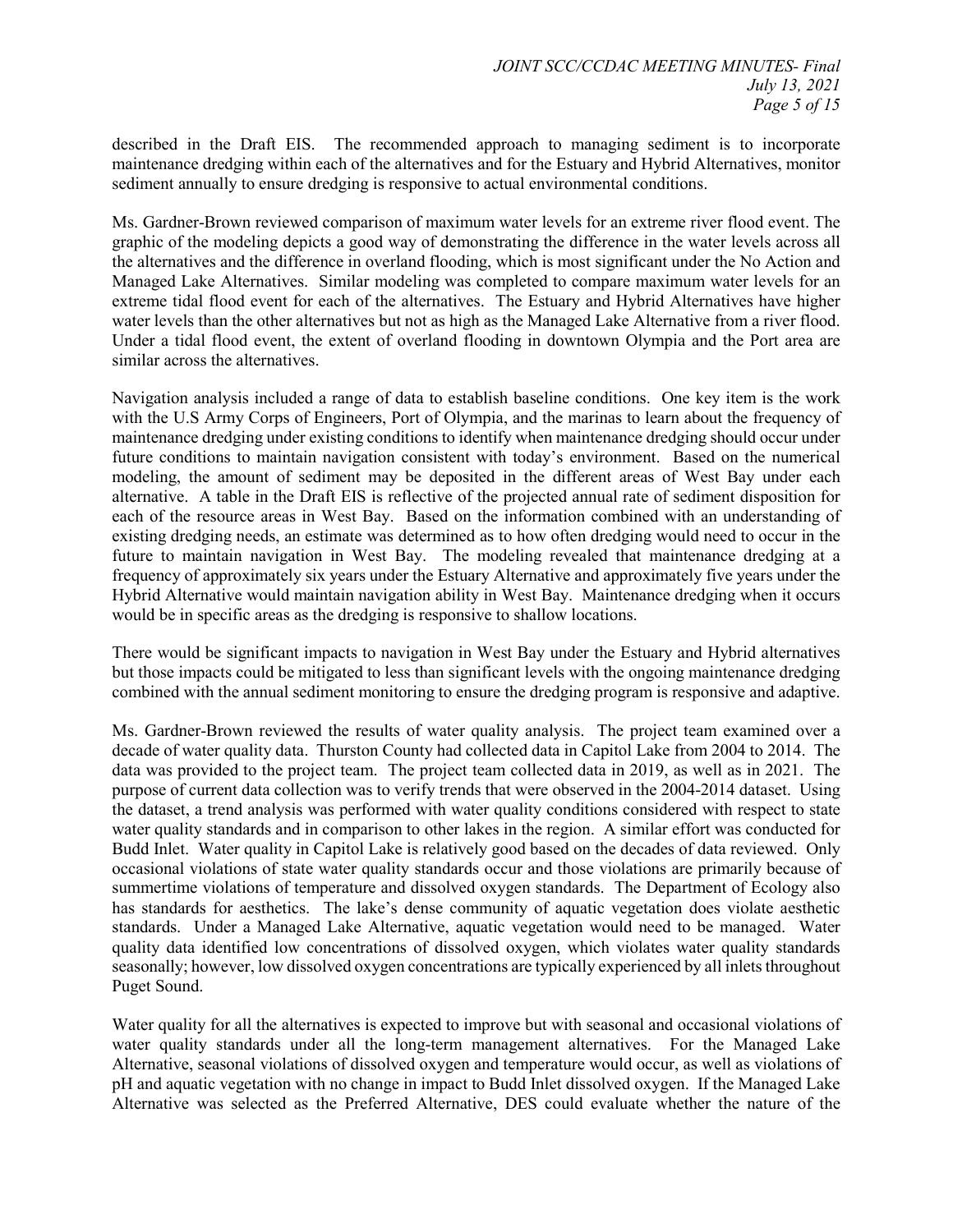described in the Draft EIS. The recommended approach to managing sediment is to incorporate maintenance dredging within each of the alternatives and for the Estuary and Hybrid Alternatives, monitor sediment annually to ensure dredging is responsive to actual environmental conditions.

Ms. Gardner-Brown reviewed comparison of maximum water levels for an extreme river flood event. The graphic of the modeling depicts a good way of demonstrating the difference in the water levels across all the alternatives and the difference in overland flooding, which is most significant under the No Action and Managed Lake Alternatives. Similar modeling was completed to compare maximum water levels for an extreme tidal flood event for each of the alternatives. The Estuary and Hybrid Alternatives have higher water levels than the other alternatives but not as high as the Managed Lake Alternative from a river flood. Under a tidal flood event, the extent of overland flooding in downtown Olympia and the Port area are similar across the alternatives.

Navigation analysis included a range of data to establish baseline conditions. One key item is the work with the U.S Army Corps of Engineers, Port of Olympia, and the marinas to learn about the frequency of maintenance dredging under existing conditions to identify when maintenance dredging should occur under future conditions to maintain navigation consistent with today's environment. Based on the numerical modeling, the amount of sediment may be deposited in the different areas of West Bay under each alternative. A table in the Draft EIS is reflective of the projected annual rate of sediment disposition for each of the resource areas in West Bay. Based on the information combined with an understanding of existing dredging needs, an estimate was determined as to how often dredging would need to occur in the future to maintain navigation in West Bay. The modeling revealed that maintenance dredging at a frequency of approximately six years under the Estuary Alternative and approximately five years under the Hybrid Alternative would maintain navigation ability in West Bay. Maintenance dredging when it occurs would be in specific areas as the dredging is responsive to shallow locations.

There would be significant impacts to navigation in West Bay under the Estuary and Hybrid alternatives but those impacts could be mitigated to less than significant levels with the ongoing maintenance dredging combined with the annual sediment monitoring to ensure the dredging program is responsive and adaptive.

Ms. Gardner-Brown reviewed the results of water quality analysis. The project team examined over a decade of water quality data. Thurston County had collected data in Capitol Lake from 2004 to 2014. The data was provided to the project team. The project team collected data in 2019, as well as in 2021. The purpose of current data collection was to verify trends that were observed in the 2004-2014 dataset. Using the dataset, a trend analysis was performed with water quality conditions considered with respect to state water quality standards and in comparison to other lakes in the region. A similar effort was conducted for Budd Inlet. Water quality in Capitol Lake is relatively good based on the decades of data reviewed. Only occasional violations of state water quality standards occur and those violations are primarily because of summertime violations of temperature and dissolved oxygen standards. The Department of Ecology also has standards for aesthetics. The lake's dense community of aquatic vegetation does violate aesthetic standards. Under a Managed Lake Alternative, aquatic vegetation would need to be managed. Water quality data identified low concentrations of dissolved oxygen, which violates water quality standards seasonally; however, low dissolved oxygen concentrations are typically experienced by all inlets throughout Puget Sound.

Water quality for all the alternatives is expected to improve but with seasonal and occasional violations of water quality standards under all the long-term management alternatives. For the Managed Lake Alternative, seasonal violations of dissolved oxygen and temperature would occur, as well as violations of pH and aquatic vegetation with no change in impact to Budd Inlet dissolved oxygen. If the Managed Lake Alternative was selected as the Preferred Alternative, DES could evaluate whether the nature of the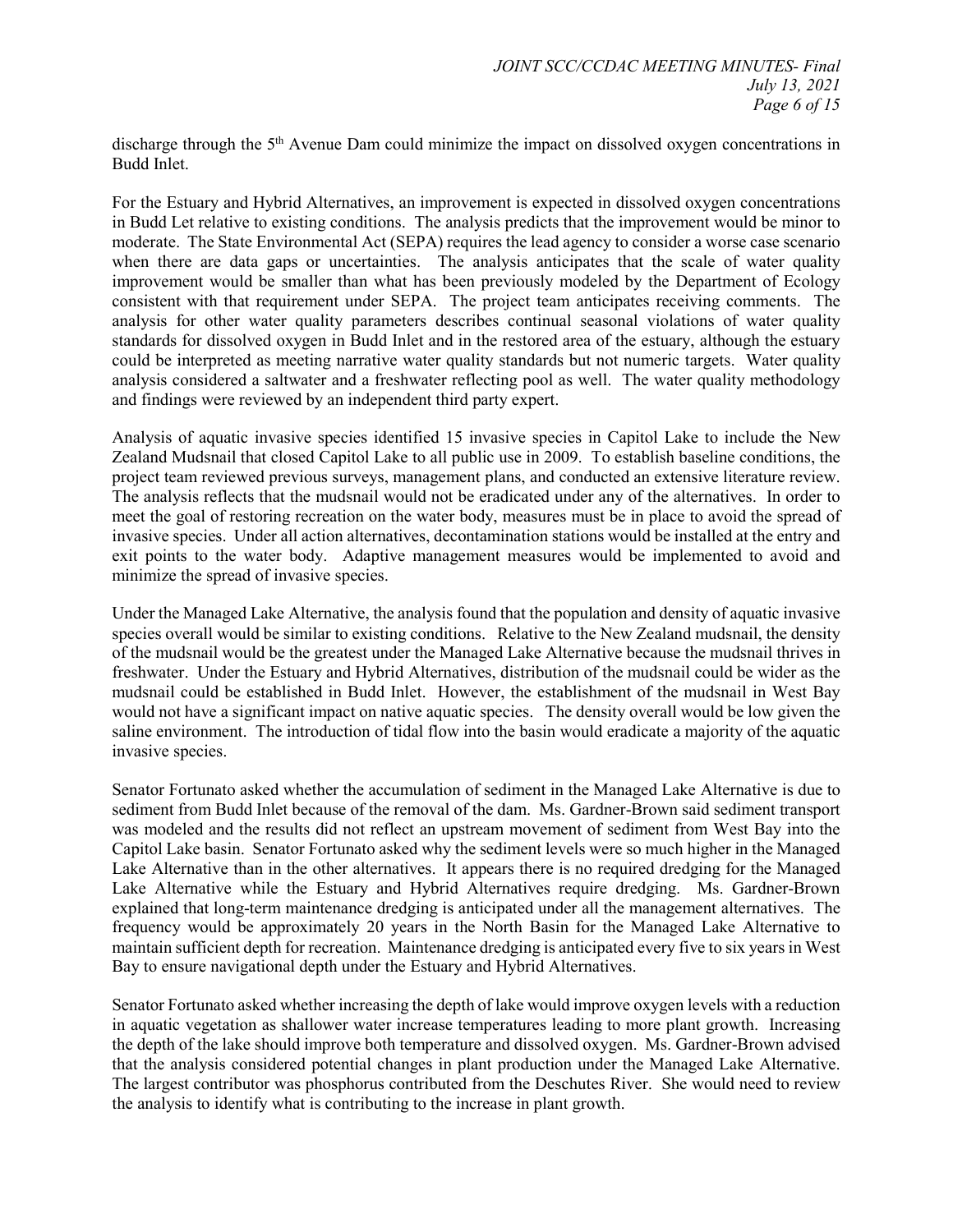discharge through the 5th Avenue Dam could minimize the impact on dissolved oxygen concentrations in Budd Inlet.

For the Estuary and Hybrid Alternatives, an improvement is expected in dissolved oxygen concentrations in Budd Let relative to existing conditions. The analysis predicts that the improvement would be minor to moderate. The State Environmental Act (SEPA) requires the lead agency to consider a worse case scenario when there are data gaps or uncertainties. The analysis anticipates that the scale of water quality improvement would be smaller than what has been previously modeled by the Department of Ecology consistent with that requirement under SEPA. The project team anticipates receiving comments. The analysis for other water quality parameters describes continual seasonal violations of water quality standards for dissolved oxygen in Budd Inlet and in the restored area of the estuary, although the estuary could be interpreted as meeting narrative water quality standards but not numeric targets. Water quality analysis considered a saltwater and a freshwater reflecting pool as well. The water quality methodology and findings were reviewed by an independent third party expert.

Analysis of aquatic invasive species identified 15 invasive species in Capitol Lake to include the New Zealand Mudsnail that closed Capitol Lake to all public use in 2009. To establish baseline conditions, the project team reviewed previous surveys, management plans, and conducted an extensive literature review. The analysis reflects that the mudsnail would not be eradicated under any of the alternatives. In order to meet the goal of restoring recreation on the water body, measures must be in place to avoid the spread of invasive species. Under all action alternatives, decontamination stations would be installed at the entry and exit points to the water body. Adaptive management measures would be implemented to avoid and minimize the spread of invasive species.

Under the Managed Lake Alternative, the analysis found that the population and density of aquatic invasive species overall would be similar to existing conditions. Relative to the New Zealand mudsnail, the density of the mudsnail would be the greatest under the Managed Lake Alternative because the mudsnail thrives in freshwater. Under the Estuary and Hybrid Alternatives, distribution of the mudsnail could be wider as the mudsnail could be established in Budd Inlet. However, the establishment of the mudsnail in West Bay would not have a significant impact on native aquatic species. The density overall would be low given the saline environment. The introduction of tidal flow into the basin would eradicate a majority of the aquatic invasive species.

Senator Fortunato asked whether the accumulation of sediment in the Managed Lake Alternative is due to sediment from Budd Inlet because of the removal of the dam. Ms. Gardner-Brown said sediment transport was modeled and the results did not reflect an upstream movement of sediment from West Bay into the Capitol Lake basin. Senator Fortunato asked why the sediment levels were so much higher in the Managed Lake Alternative than in the other alternatives. It appears there is no required dredging for the Managed Lake Alternative while the Estuary and Hybrid Alternatives require dredging. Ms. Gardner-Brown explained that long-term maintenance dredging is anticipated under all the management alternatives. The frequency would be approximately 20 years in the North Basin for the Managed Lake Alternative to maintain sufficient depth for recreation. Maintenance dredging is anticipated every five to six years in West Bay to ensure navigational depth under the Estuary and Hybrid Alternatives.

Senator Fortunato asked whether increasing the depth of lake would improve oxygen levels with a reduction in aquatic vegetation as shallower water increase temperatures leading to more plant growth. Increasing the depth of the lake should improve both temperature and dissolved oxygen. Ms. Gardner-Brown advised that the analysis considered potential changes in plant production under the Managed Lake Alternative. The largest contributor was phosphorus contributed from the Deschutes River. She would need to review the analysis to identify what is contributing to the increase in plant growth.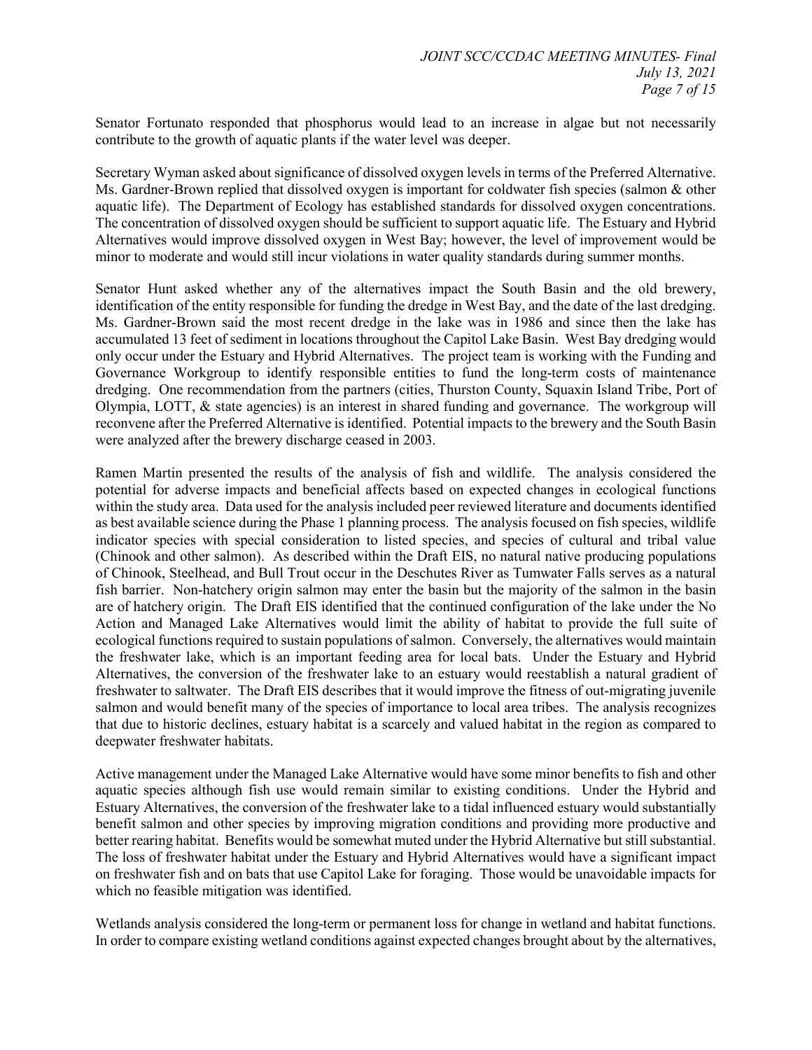Senator Fortunato responded that phosphorus would lead to an increase in algae but not necessarily contribute to the growth of aquatic plants if the water level was deeper.

Secretary Wyman asked about significance of dissolved oxygen levels in terms of the Preferred Alternative. Ms. Gardner-Brown replied that dissolved oxygen is important for coldwater fish species (salmon & other aquatic life). The Department of Ecology has established standards for dissolved oxygen concentrations. The concentration of dissolved oxygen should be sufficient to support aquatic life. The Estuary and Hybrid Alternatives would improve dissolved oxygen in West Bay; however, the level of improvement would be minor to moderate and would still incur violations in water quality standards during summer months.

Senator Hunt asked whether any of the alternatives impact the South Basin and the old brewery, identification of the entity responsible for funding the dredge in West Bay, and the date of the last dredging. Ms. Gardner-Brown said the most recent dredge in the lake was in 1986 and since then the lake has accumulated 13 feet of sediment in locations throughout the Capitol Lake Basin. West Bay dredging would only occur under the Estuary and Hybrid Alternatives. The project team is working with the Funding and Governance Workgroup to identify responsible entities to fund the long-term costs of maintenance dredging. One recommendation from the partners (cities, Thurston County, Squaxin Island Tribe, Port of Olympia, LOTT, & state agencies) is an interest in shared funding and governance. The workgroup will reconvene after the Preferred Alternative is identified. Potential impacts to the brewery and the South Basin were analyzed after the brewery discharge ceased in 2003.

Ramen Martin presented the results of the analysis of fish and wildlife. The analysis considered the potential for adverse impacts and beneficial affects based on expected changes in ecological functions within the study area. Data used for the analysis included peer reviewed literature and documents identified as best available science during the Phase 1 planning process. The analysis focused on fish species, wildlife indicator species with special consideration to listed species, and species of cultural and tribal value (Chinook and other salmon). As described within the Draft EIS, no natural native producing populations of Chinook, Steelhead, and Bull Trout occur in the Deschutes River as Tumwater Falls serves as a natural fish barrier. Non-hatchery origin salmon may enter the basin but the majority of the salmon in the basin are of hatchery origin. The Draft EIS identified that the continued configuration of the lake under the No Action and Managed Lake Alternatives would limit the ability of habitat to provide the full suite of ecological functions required to sustain populations of salmon. Conversely, the alternatives would maintain the freshwater lake, which is an important feeding area for local bats. Under the Estuary and Hybrid Alternatives, the conversion of the freshwater lake to an estuary would reestablish a natural gradient of freshwater to saltwater. The Draft EIS describes that it would improve the fitness of out-migrating juvenile salmon and would benefit many of the species of importance to local area tribes. The analysis recognizes that due to historic declines, estuary habitat is a scarcely and valued habitat in the region as compared to deepwater freshwater habitats.

Active management under the Managed Lake Alternative would have some minor benefits to fish and other aquatic species although fish use would remain similar to existing conditions. Under the Hybrid and Estuary Alternatives, the conversion of the freshwater lake to a tidal influenced estuary would substantially benefit salmon and other species by improving migration conditions and providing more productive and better rearing habitat. Benefits would be somewhat muted under the Hybrid Alternative but still substantial. The loss of freshwater habitat under the Estuary and Hybrid Alternatives would have a significant impact on freshwater fish and on bats that use Capitol Lake for foraging. Those would be unavoidable impacts for which no feasible mitigation was identified.

Wetlands analysis considered the long-term or permanent loss for change in wetland and habitat functions. In order to compare existing wetland conditions against expected changes brought about by the alternatives,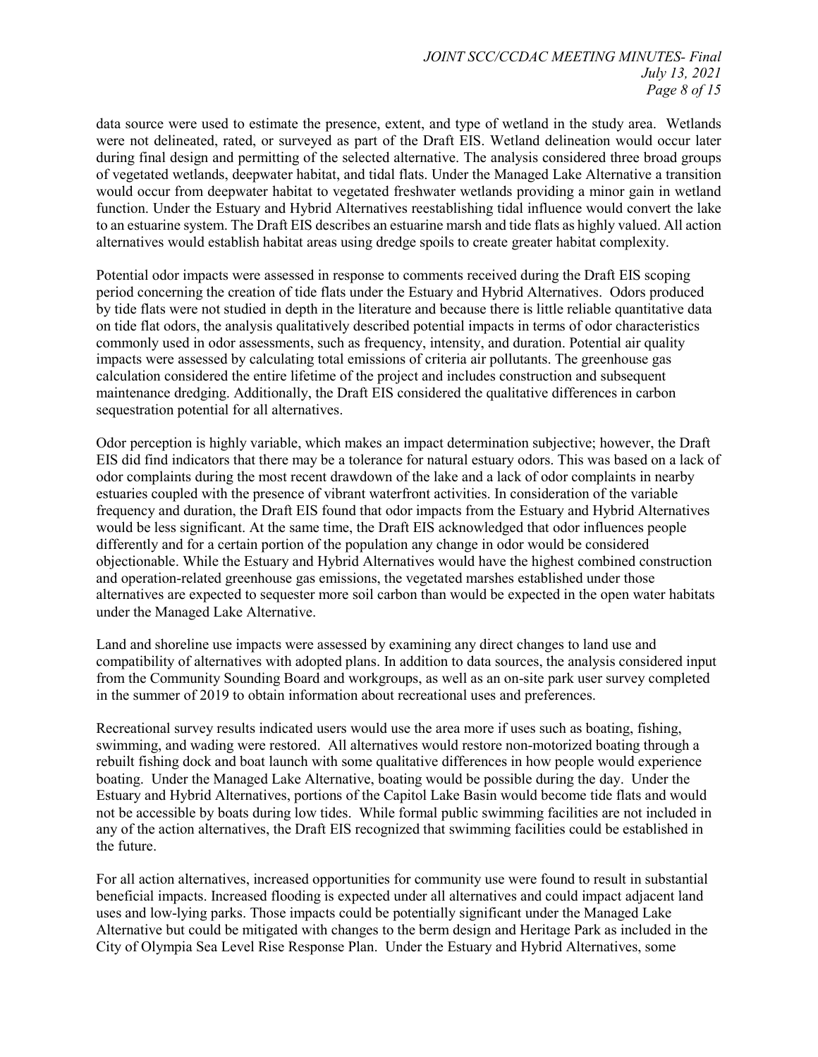data source were used to estimate the presence, extent, and type of wetland in the study area. Wetlands were not delineated, rated, or surveyed as part of the Draft EIS. Wetland delineation would occur later during final design and permitting of the selected alternative. The analysis considered three broad groups of vegetated wetlands, deepwater habitat, and tidal flats. Under the Managed Lake Alternative a transition would occur from deepwater habitat to vegetated freshwater wetlands providing a minor gain in wetland function. Under the Estuary and Hybrid Alternatives reestablishing tidal influence would convert the lake to an estuarine system. The Draft EIS describes an estuarine marsh and tide flats as highly valued. All action alternatives would establish habitat areas using dredge spoils to create greater habitat complexity.

Potential odor impacts were assessed in response to comments received during the Draft EIS scoping period concerning the creation of tide flats under the Estuary and Hybrid Alternatives. Odors produced by tide flats were not studied in depth in the literature and because there is little reliable quantitative data on tide flat odors, the analysis qualitatively described potential impacts in terms of odor characteristics commonly used in odor assessments, such as frequency, intensity, and duration. Potential air quality impacts were assessed by calculating total emissions of criteria air pollutants. The greenhouse gas calculation considered the entire lifetime of the project and includes construction and subsequent maintenance dredging. Additionally, the Draft EIS considered the qualitative differences in carbon sequestration potential for all alternatives.

Odor perception is highly variable, which makes an impact determination subjective; however, the Draft EIS did find indicators that there may be a tolerance for natural estuary odors. This was based on a lack of odor complaints during the most recent drawdown of the lake and a lack of odor complaints in nearby estuaries coupled with the presence of vibrant waterfront activities. In consideration of the variable frequency and duration, the Draft EIS found that odor impacts from the Estuary and Hybrid Alternatives would be less significant. At the same time, the Draft EIS acknowledged that odor influences people differently and for a certain portion of the population any change in odor would be considered objectionable. While the Estuary and Hybrid Alternatives would have the highest combined construction and operation-related greenhouse gas emissions, the vegetated marshes established under those alternatives are expected to sequester more soil carbon than would be expected in the open water habitats under the Managed Lake Alternative.

Land and shoreline use impacts were assessed by examining any direct changes to land use and compatibility of alternatives with adopted plans. In addition to data sources, the analysis considered input from the Community Sounding Board and workgroups, as well as an on-site park user survey completed in the summer of 2019 to obtain information about recreational uses and preferences.

Recreational survey results indicated users would use the area more if uses such as boating, fishing, swimming, and wading were restored. All alternatives would restore non-motorized boating through a rebuilt fishing dock and boat launch with some qualitative differences in how people would experience boating. Under the Managed Lake Alternative, boating would be possible during the day. Under the Estuary and Hybrid Alternatives, portions of the Capitol Lake Basin would become tide flats and would not be accessible by boats during low tides. While formal public swimming facilities are not included in any of the action alternatives, the Draft EIS recognized that swimming facilities could be established in the future.

For all action alternatives, increased opportunities for community use were found to result in substantial beneficial impacts. Increased flooding is expected under all alternatives and could impact adjacent land uses and low-lying parks. Those impacts could be potentially significant under the Managed Lake Alternative but could be mitigated with changes to the berm design and Heritage Park as included in the City of Olympia Sea Level Rise Response Plan. Under the Estuary and Hybrid Alternatives, some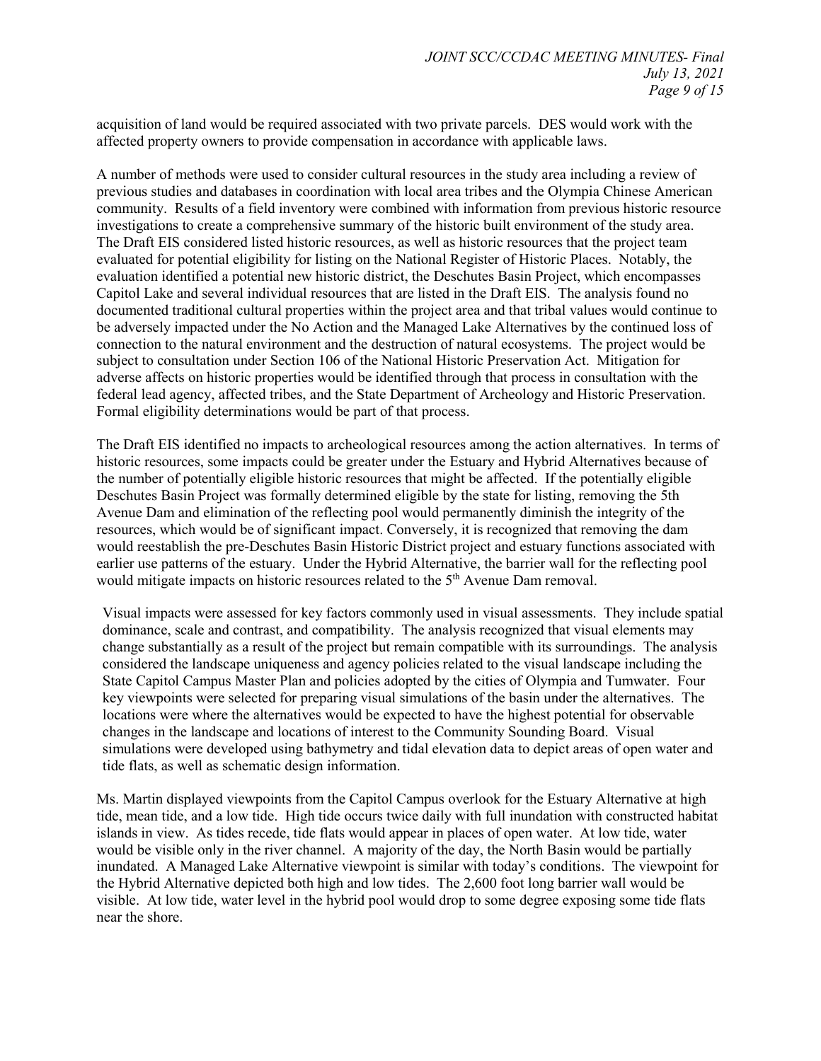acquisition of land would be required associated with two private parcels. DES would work with the affected property owners to provide compensation in accordance with applicable laws.

A number of methods were used to consider cultural resources in the study area including a review of previous studies and databases in coordination with local area tribes and the Olympia Chinese American community. Results of a field inventory were combined with information from previous historic resource investigations to create a comprehensive summary of the historic built environment of the study area. The Draft EIS considered listed historic resources, as well as historic resources that the project team evaluated for potential eligibility for listing on the National Register of Historic Places. Notably, the evaluation identified a potential new historic district, the Deschutes Basin Project, which encompasses Capitol Lake and several individual resources that are listed in the Draft EIS. The analysis found no documented traditional cultural properties within the project area and that tribal values would continue to be adversely impacted under the No Action and the Managed Lake Alternatives by the continued loss of connection to the natural environment and the destruction of natural ecosystems. The project would be subject to consultation under Section 106 of the National Historic Preservation Act. Mitigation for adverse affects on historic properties would be identified through that process in consultation with the federal lead agency, affected tribes, and the State Department of Archeology and Historic Preservation. Formal eligibility determinations would be part of that process.

The Draft EIS identified no impacts to archeological resources among the action alternatives. In terms of historic resources, some impacts could be greater under the Estuary and Hybrid Alternatives because of the number of potentially eligible historic resources that might be affected. If the potentially eligible Deschutes Basin Project was formally determined eligible by the state for listing, removing the 5th Avenue Dam and elimination of the reflecting pool would permanently diminish the integrity of the resources, which would be of significant impact. Conversely, it is recognized that removing the dam would reestablish the pre-Deschutes Basin Historic District project and estuary functions associated with earlier use patterns of the estuary. Under the Hybrid Alternative, the barrier wall for the reflecting pool would mitigate impacts on historic resources related to the 5th Avenue Dam removal.

Visual impacts were assessed for key factors commonly used in visual assessments. They include spatial dominance, scale and contrast, and compatibility. The analysis recognized that visual elements may change substantially as a result of the project but remain compatible with its surroundings. The analysis considered the landscape uniqueness and agency policies related to the visual landscape including the State Capitol Campus Master Plan and policies adopted by the cities of Olympia and Tumwater. Four key viewpoints were selected for preparing visual simulations of the basin under the alternatives. The locations were where the alternatives would be expected to have the highest potential for observable changes in the landscape and locations of interest to the Community Sounding Board. Visual simulations were developed using bathymetry and tidal elevation data to depict areas of open water and tide flats, as well as schematic design information.

Ms. Martin displayed viewpoints from the Capitol Campus overlook for the Estuary Alternative at high tide, mean tide, and a low tide. High tide occurs twice daily with full inundation with constructed habitat islands in view. As tides recede, tide flats would appear in places of open water. At low tide, water would be visible only in the river channel. A majority of the day, the North Basin would be partially inundated. A Managed Lake Alternative viewpoint is similar with today's conditions. The viewpoint for the Hybrid Alternative depicted both high and low tides. The 2,600 foot long barrier wall would be visible. At low tide, water level in the hybrid pool would drop to some degree exposing some tide flats near the shore.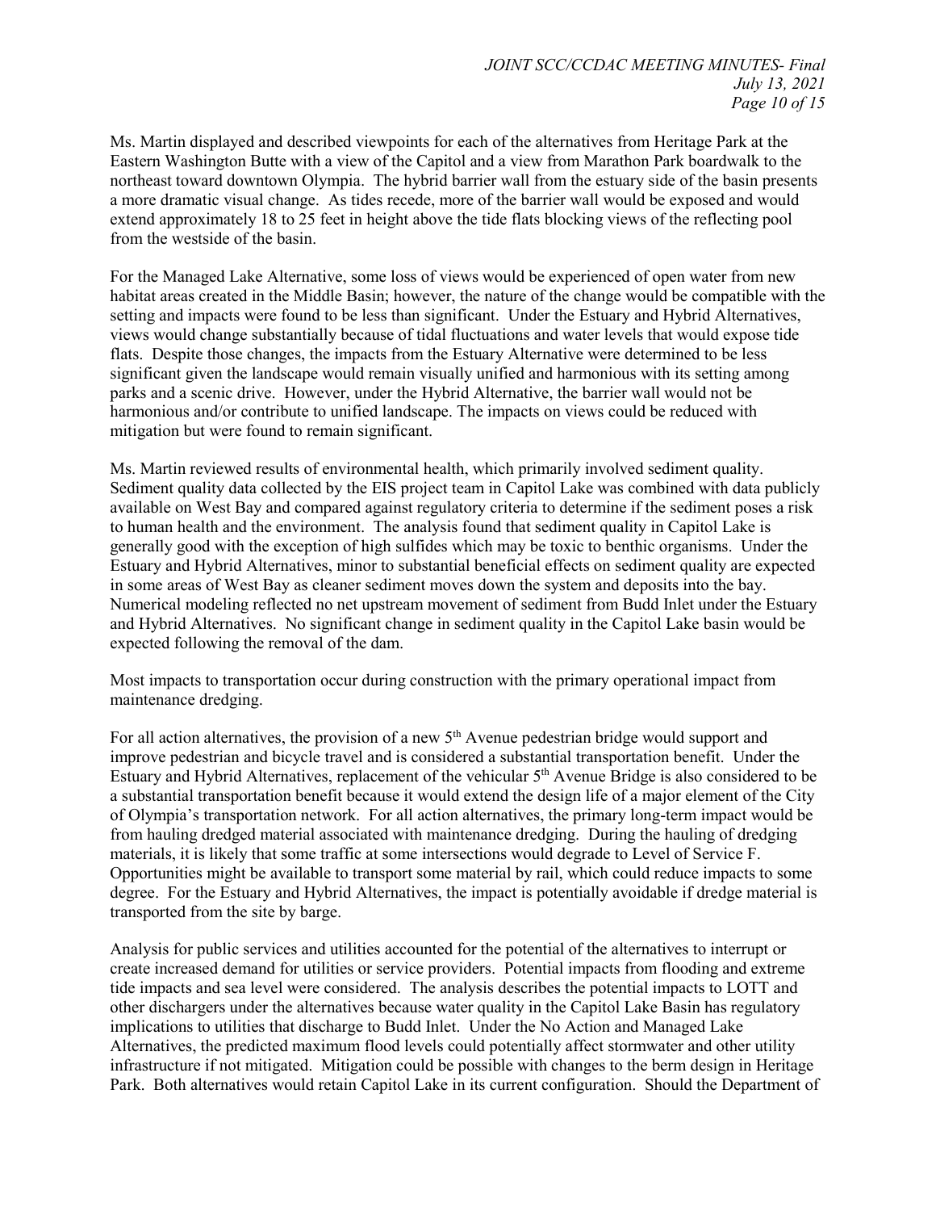Ms. Martin displayed and described viewpoints for each of the alternatives from Heritage Park at the Eastern Washington Butte with a view of the Capitol and a view from Marathon Park boardwalk to the northeast toward downtown Olympia. The hybrid barrier wall from the estuary side of the basin presents a more dramatic visual change. As tides recede, more of the barrier wall would be exposed and would extend approximately 18 to 25 feet in height above the tide flats blocking views of the reflecting pool from the westside of the basin.

For the Managed Lake Alternative, some loss of views would be experienced of open water from new habitat areas created in the Middle Basin; however, the nature of the change would be compatible with the setting and impacts were found to be less than significant. Under the Estuary and Hybrid Alternatives, views would change substantially because of tidal fluctuations and water levels that would expose tide flats. Despite those changes, the impacts from the Estuary Alternative were determined to be less significant given the landscape would remain visually unified and harmonious with its setting among parks and a scenic drive. However, under the Hybrid Alternative, the barrier wall would not be harmonious and/or contribute to unified landscape. The impacts on views could be reduced with mitigation but were found to remain significant.

Ms. Martin reviewed results of environmental health, which primarily involved sediment quality. Sediment quality data collected by the EIS project team in Capitol Lake was combined with data publicly available on West Bay and compared against regulatory criteria to determine if the sediment poses a risk to human health and the environment. The analysis found that sediment quality in Capitol Lake is generally good with the exception of high sulfides which may be toxic to benthic organisms. Under the Estuary and Hybrid Alternatives, minor to substantial beneficial effects on sediment quality are expected in some areas of West Bay as cleaner sediment moves down the system and deposits into the bay. Numerical modeling reflected no net upstream movement of sediment from Budd Inlet under the Estuary and Hybrid Alternatives. No significant change in sediment quality in the Capitol Lake basin would be expected following the removal of the dam.

Most impacts to transportation occur during construction with the primary operational impact from maintenance dredging.

For all action alternatives, the provision of a new 5th Avenue pedestrian bridge would support and improve pedestrian and bicycle travel and is considered a substantial transportation benefit. Under the Estuary and Hybrid Alternatives, replacement of the vehicular 5th Avenue Bridge is also considered to be a substantial transportation benefit because it would extend the design life of a major element of the City of Olympia's transportation network. For all action alternatives, the primary long-term impact would be from hauling dredged material associated with maintenance dredging. During the hauling of dredging materials, it is likely that some traffic at some intersections would degrade to Level of Service F. Opportunities might be available to transport some material by rail, which could reduce impacts to some degree. For the Estuary and Hybrid Alternatives, the impact is potentially avoidable if dredge material is transported from the site by barge.

Analysis for public services and utilities accounted for the potential of the alternatives to interrupt or create increased demand for utilities or service providers. Potential impacts from flooding and extreme tide impacts and sea level were considered. The analysis describes the potential impacts to LOTT and other dischargers under the alternatives because water quality in the Capitol Lake Basin has regulatory implications to utilities that discharge to Budd Inlet. Under the No Action and Managed Lake Alternatives, the predicted maximum flood levels could potentially affect stormwater and other utility infrastructure if not mitigated. Mitigation could be possible with changes to the berm design in Heritage Park. Both alternatives would retain Capitol Lake in its current configuration. Should the Department of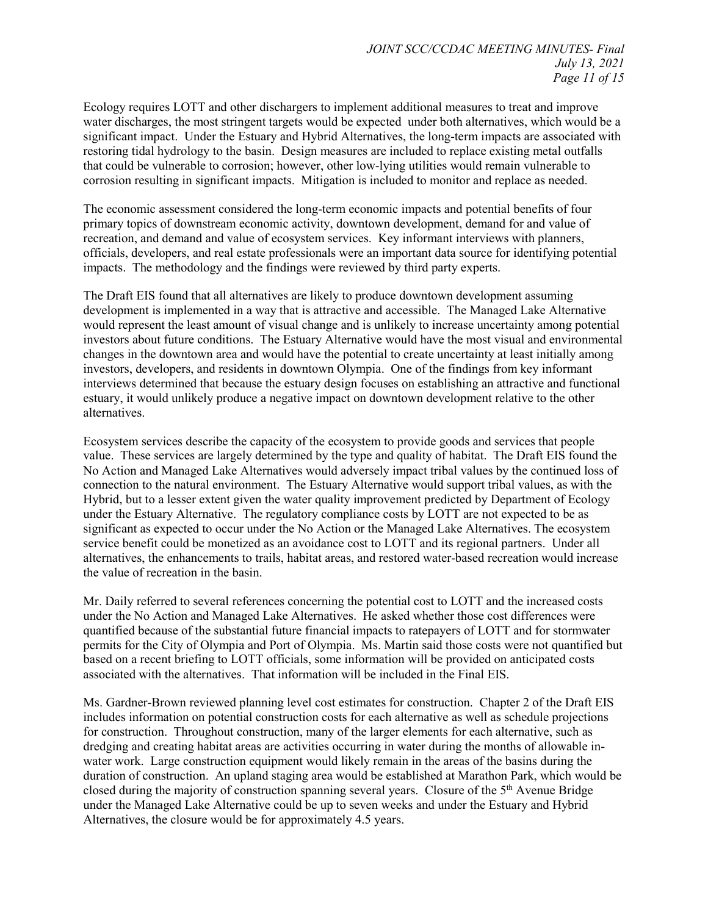Ecology requires LOTT and other dischargers to implement additional measures to treat and improve water discharges, the most stringent targets would be expected under both alternatives, which would be a significant impact. Under the Estuary and Hybrid Alternatives, the long-term impacts are associated with restoring tidal hydrology to the basin. Design measures are included to replace existing metal outfalls that could be vulnerable to corrosion; however, other low-lying utilities would remain vulnerable to corrosion resulting in significant impacts. Mitigation is included to monitor and replace as needed.

The economic assessment considered the long-term economic impacts and potential benefits of four primary topics of downstream economic activity, downtown development, demand for and value of recreation, and demand and value of ecosystem services. Key informant interviews with planners, officials, developers, and real estate professionals were an important data source for identifying potential impacts. The methodology and the findings were reviewed by third party experts.

The Draft EIS found that all alternatives are likely to produce downtown development assuming development is implemented in a way that is attractive and accessible. The Managed Lake Alternative would represent the least amount of visual change and is unlikely to increase uncertainty among potential investors about future conditions. The Estuary Alternative would have the most visual and environmental changes in the downtown area and would have the potential to create uncertainty at least initially among investors, developers, and residents in downtown Olympia. One of the findings from key informant interviews determined that because the estuary design focuses on establishing an attractive and functional estuary, it would unlikely produce a negative impact on downtown development relative to the other alternatives.

Ecosystem services describe the capacity of the ecosystem to provide goods and services that people value. These services are largely determined by the type and quality of habitat. The Draft EIS found the No Action and Managed Lake Alternatives would adversely impact tribal values by the continued loss of connection to the natural environment. The Estuary Alternative would support tribal values, as with the Hybrid, but to a lesser extent given the water quality improvement predicted by Department of Ecology under the Estuary Alternative. The regulatory compliance costs by LOTT are not expected to be as significant as expected to occur under the No Action or the Managed Lake Alternatives. The ecosystem service benefit could be monetized as an avoidance cost to LOTT and its regional partners. Under all alternatives, the enhancements to trails, habitat areas, and restored water-based recreation would increase the value of recreation in the basin.

Mr. Daily referred to several references concerning the potential cost to LOTT and the increased costs under the No Action and Managed Lake Alternatives. He asked whether those cost differences were quantified because of the substantial future financial impacts to ratepayers of LOTT and for stormwater permits for the City of Olympia and Port of Olympia. Ms. Martin said those costs were not quantified but based on a recent briefing to LOTT officials, some information will be provided on anticipated costs associated with the alternatives. That information will be included in the Final EIS.

Ms. Gardner-Brown reviewed planning level cost estimates for construction. Chapter 2 of the Draft EIS includes information on potential construction costs for each alternative as well as schedule projections for construction. Throughout construction, many of the larger elements for each alternative, such as dredging and creating habitat areas are activities occurring in water during the months of allowable in-water work. Large construction equipment would likely remain in the areas of the basins during the duration of construction. An upland staging area would be established at Marathon Park, which would be closed during the majority of construction spanning several years. Closure of the 5th Avenue Bridge under the Managed Lake Alternative could be up to seven weeks and under the Estuary and Hybrid Alternatives, the closure would be for approximately 4.5 years.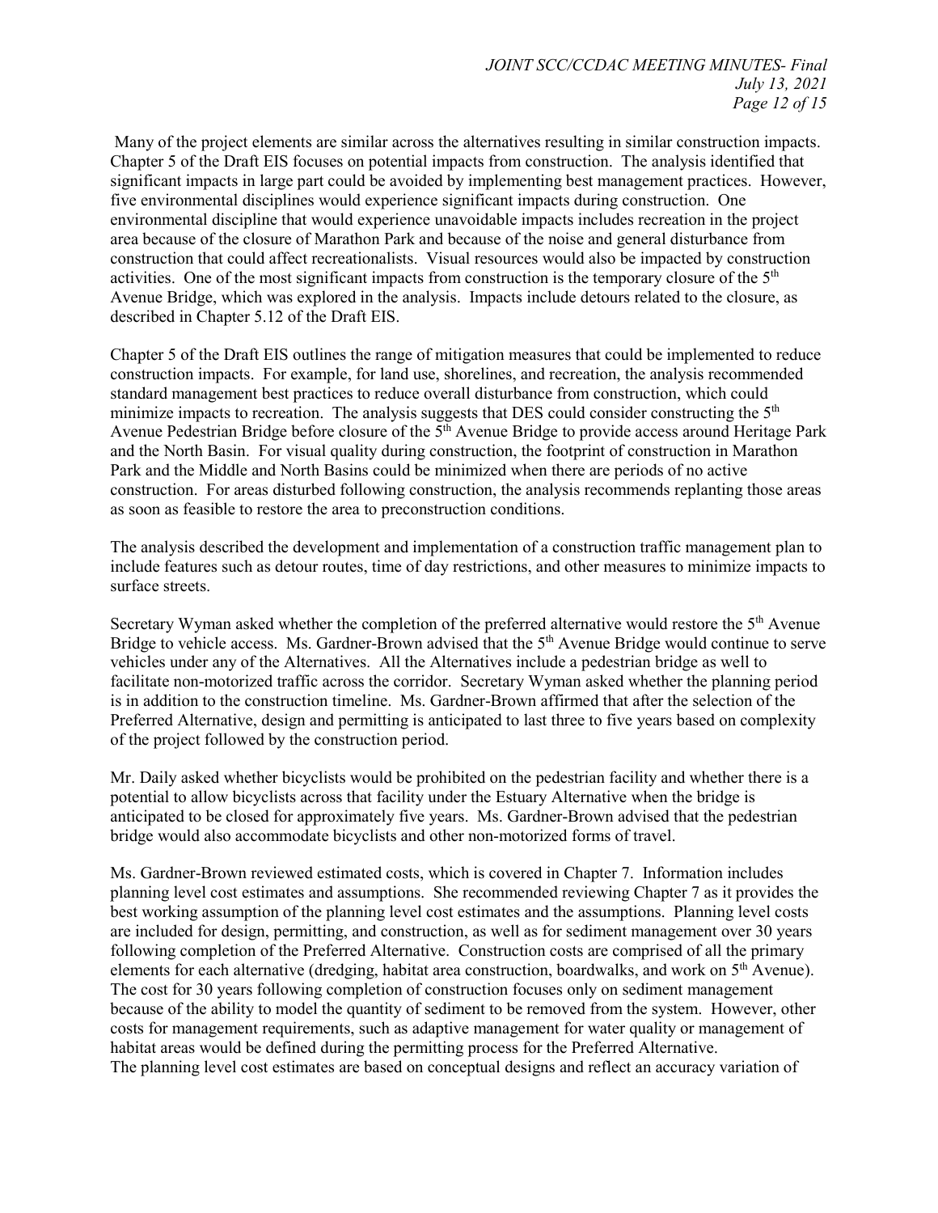Many of the project elements are similar across the alternatives resulting in similar construction impacts. Chapter 5 of the Draft EIS focuses on potential impacts from construction. The analysis identified that significant impacts in large part could be avoided by implementing best management practices. However, five environmental disciplines would experience significant impacts during construction. One environmental discipline that would experience unavoidable impacts includes recreation in the project area because of the closure of Marathon Park and because of the noise and general disturbance from construction that could affect recreationalists. Visual resources would also be impacted by construction activities. One of the most significant impacts from construction is the temporary closure of the 5th Avenue Bridge, which was explored in the analysis. Impacts include detours related to the closure, as described in Chapter 5.12 of the Draft EIS.

Chapter 5 of the Draft EIS outlines the range of mitigation measures that could be implemented to reduce construction impacts. For example, for land use, shorelines, and recreation, the analysis recommended standard management best practices to reduce overall disturbance from construction, which could minimize impacts to recreation. The analysis suggests that DES could consider constructing the 5th Avenue Pedestrian Bridge before closure of the 5th Avenue Bridge to provide access around Heritage Park and the North Basin. For visual quality during construction, the footprint of construction in Marathon Park and the Middle and North Basins could be minimized when there are periods of no active construction. For areas disturbed following construction, the analysis recommends replanting those areas as soon as feasible to restore the area to preconstruction conditions.

The analysis described the development and implementation of a construction traffic management plan to include features such as detour routes, time of day restrictions, and other measures to minimize impacts to surface streets.

Secretary Wyman asked whether the completion of the preferred alternative would restore the 5th Avenue Bridge to vehicle access. Ms. Gardner-Brown advised that the 5th Avenue Bridge would continue to serve vehicles under any of the Alternatives. All the Alternatives include a pedestrian bridge as well to facilitate non-motorized traffic across the corridor. Secretary Wyman asked whether the planning period is in addition to the construction timeline. Ms. Gardner-Brown affirmed that after the selection of the Preferred Alternative, design and permitting is anticipated to last three to five years based on complexity of the project followed by the construction period.

Mr. Daily asked whether bicyclists would be prohibited on the pedestrian facility and whether there is a potential to allow bicyclists across that facility under the Estuary Alternative when the bridge is anticipated to be closed for approximately five years. Ms. Gardner-Brown advised that the pedestrian bridge would also accommodate bicyclists and other non-motorized forms of travel.

Ms. Gardner-Brown reviewed estimated costs, which is covered in Chapter 7. Information includes planning level cost estimates and assumptions. She recommended reviewing Chapter 7 as it provides the best working assumption of the planning level cost estimates and the assumptions. Planning level costs are included for design, permitting, and construction, as well as for sediment management over 30 years following completion of the Preferred Alternative. Construction costs are comprised of all the primary elements for each alternative (dredging, habitat area construction, boardwalks, and work on 5th Avenue). The cost for 30 years following completion of construction focuses only on sediment management because of the ability to model the quantity of sediment to be removed from the system. However, other costs for management requirements, such as adaptive management for water quality or management of habitat areas would be defined during the permitting process for the Preferred Alternative.
The planning level cost estimates are based on conceptual designs and reflect an accuracy variation of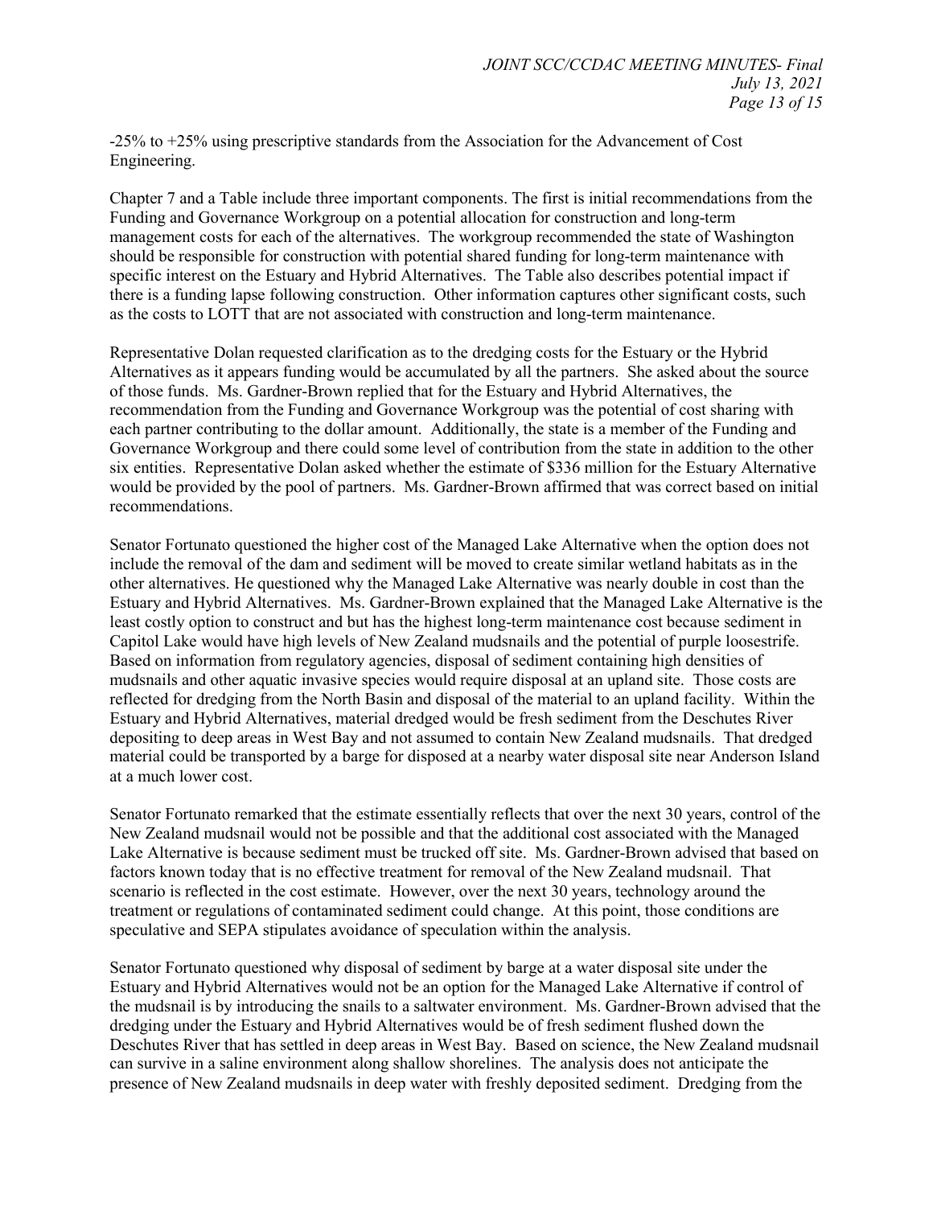-25% to +25% using prescriptive standards from the Association for the Advancement of Cost Engineering.

Chapter 7 and a Table include three important components. The first is initial recommendations from the Funding and Governance Workgroup on a potential allocation for construction and long-term management costs for each of the alternatives. The workgroup recommended the state of Washington should be responsible for construction with potential shared funding for long-term maintenance with specific interest on the Estuary and Hybrid Alternatives. The Table also describes potential impact if there is a funding lapse following construction. Other information captures other significant costs, such as the costs to LOTT that are not associated with construction and long-term maintenance.

Representative Dolan requested clarification as to the dredging costs for the Estuary or the Hybrid Alternatives as it appears funding would be accumulated by all the partners. She asked about the source of those funds. Ms. Gardner-Brown replied that for the Estuary and Hybrid Alternatives, the recommendation from the Funding and Governance Workgroup was the potential of cost sharing with each partner contributing to the dollar amount. Additionally, the state is a member of the Funding and Governance Workgroup and there could some level of contribution from the state in addition to the other six entities. Representative Dolan asked whether the estimate of $336 million for the Estuary Alternative would be provided by the pool of partners. Ms. Gardner-Brown affirmed that was correct based on initial recommendations.

Senator Fortunato questioned the higher cost of the Managed Lake Alternative when the option does not include the removal of the dam and sediment will be moved to create similar wetland habitats as in the other alternatives. He questioned why the Managed Lake Alternative was nearly double in cost than the Estuary and Hybrid Alternatives. Ms. Gardner-Brown explained that the Managed Lake Alternative is the least costly option to construct and but has the highest long-term maintenance cost because sediment in Capitol Lake would have high levels of New Zealand mudsnails and the potential of purple loosestrife. Based on information from regulatory agencies, disposal of sediment containing high densities of mudsnails and other aquatic invasive species would require disposal at an upland site. Those costs are reflected for dredging from the North Basin and disposal of the material to an upland facility. Within the Estuary and Hybrid Alternatives, material dredged would be fresh sediment from the Deschutes River depositing to deep areas in West Bay and not assumed to contain New Zealand mudsnails. That dredged material could be transported by a barge for disposed at a nearby water disposal site near Anderson Island at a much lower cost.

Senator Fortunato remarked that the estimate essentially reflects that over the next 30 years, control of the New Zealand mudsnail would not be possible and that the additional cost associated with the Managed Lake Alternative is because sediment must be trucked off site. Ms. Gardner-Brown advised that based on factors known today that is no effective treatment for removal of the New Zealand mudsnail. That scenario is reflected in the cost estimate. However, over the next 30 years, technology around the treatment or regulations of contaminated sediment could change. At this point, those conditions are speculative and SEPA stipulates avoidance of speculation within the analysis.

Senator Fortunato questioned why disposal of sediment by barge at a water disposal site under the Estuary and Hybrid Alternatives would not be an option for the Managed Lake Alternative if control of the mudsnail is by introducing the snails to a saltwater environment. Ms. Gardner-Brown advised that the dredging under the Estuary and Hybrid Alternatives would be of fresh sediment flushed down the Deschutes River that has settled in deep areas in West Bay. Based on science, the New Zealand mudsnail can survive in a saline environment along shallow shorelines. The analysis does not anticipate the presence of New Zealand mudsnails in deep water with freshly deposited sediment. Dredging from the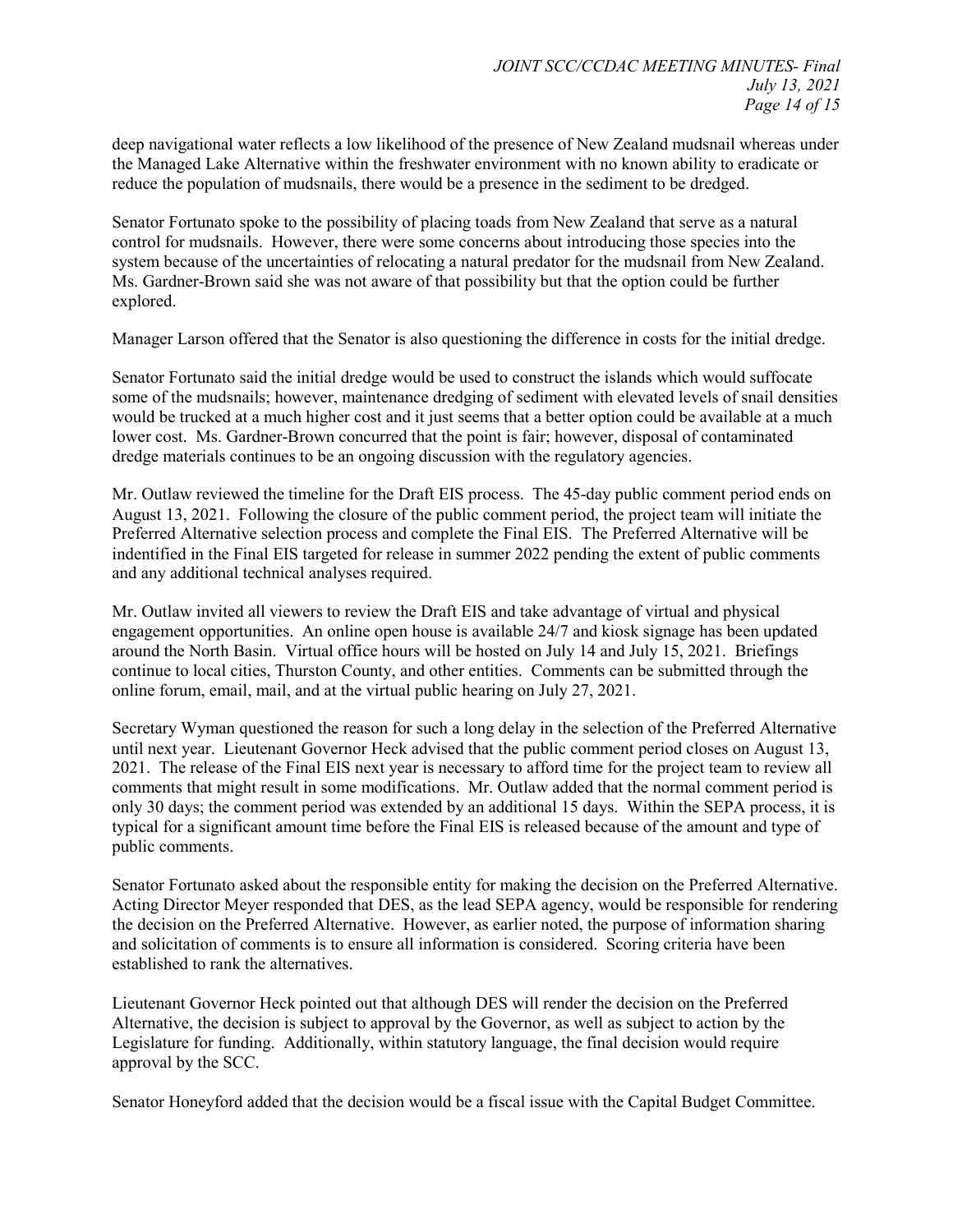deep navigational water reflects a low likelihood of the presence of New Zealand mudsnail whereas under the Managed Lake Alternative within the freshwater environment with no known ability to eradicate or reduce the population of mudsnails, there would be a presence in the sediment to be dredged.

Senator Fortunato spoke to the possibility of placing toads from New Zealand that serve as a natural control for mudsnails. However, there were some concerns about introducing those species into the system because of the uncertainties of relocating a natural predator for the mudsnail from New Zealand. Ms. Gardner-Brown said she was not aware of that possibility but that the option could be further explored.

Manager Larson offered that the Senator is also questioning the difference in costs for the initial dredge.

Senator Fortunato said the initial dredge would be used to construct the islands which would suffocate some of the mudsnails; however, maintenance dredging of sediment with elevated levels of snail densities would be trucked at a much higher cost and it just seems that a better option could be available at a much lower cost. Ms. Gardner-Brown concurred that the point is fair; however, disposal of contaminated dredge materials continues to be an ongoing discussion with the regulatory agencies.

Mr. Outlaw reviewed the timeline for the Draft EIS process. The 45-day public comment period ends on August 13, 2021. Following the closure of the public comment period, the project team will initiate the Preferred Alternative selection process and complete the Final EIS. The Preferred Alternative will be indentified in the Final EIS targeted for release in summer 2022 pending the extent of public comments and any additional technical analyses required.

Mr. Outlaw invited all viewers to review the Draft EIS and take advantage of virtual and physical engagement opportunities. An online open house is available 24/7 and kiosk signage has been updated around the North Basin. Virtual office hours will be hosted on July 14 and July 15, 2021. Briefings continue to local cities, Thurston County, and other entities. Comments can be submitted through the online forum, email, mail, and at the virtual public hearing on July 27, 2021.

Secretary Wyman questioned the reason for such a long delay in the selection of the Preferred Alternative until next year. Lieutenant Governor Heck advised that the public comment period closes on August 13, 2021. The release of the Final EIS next year is necessary to afford time for the project team to review all comments that might result in some modifications. Mr. Outlaw added that the normal comment period is only 30 days; the comment period was extended by an additional 15 days. Within the SEPA process, it is typical for a significant amount time before the Final EIS is released because of the amount and type of public comments.

Senator Fortunato asked about the responsible entity for making the decision on the Preferred Alternative. Acting Director Meyer responded that DES, as the lead SEPA agency, would be responsible for rendering the decision on the Preferred Alternative. However, as earlier noted, the purpose of information sharing and solicitation of comments is to ensure all information is considered. Scoring criteria have been established to rank the alternatives.

Lieutenant Governor Heck pointed out that although DES will render the decision on the Preferred Alternative, the decision is subject to approval by the Governor, as well as subject to action by the Legislature for funding. Additionally, within statutory language, the final decision would require approval by the SCC.

Senator Honeyford added that the decision would be a fiscal issue with the Capital Budget Committee.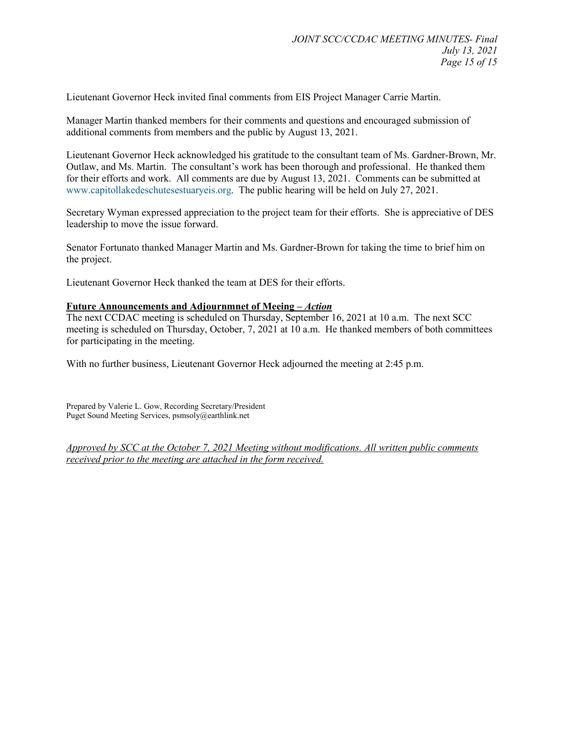Lieutenant Governor Heck invited final comments from EIS Project Manager Carrie Martin.

Manager Martin thanked members for their comments and questions and encouraged submission of additional comments from members and the public by August 13, 2021.

Lieutenant Governor Heck acknowledged his gratitude to the consultant team of Ms. Gardner-Brown, Mr. Outlaw, and Ms. Martin. The consultant's work has been thorough and professional. He thanked them for their efforts and work. All comments are due by August 13, 2021. Comments can be submitted at www.capitollakedeschutesestuaryeis.org. The public hearing will be held on July 27, 2021.

Secretary Wyman expressed appreciation to the project team for their efforts. She is appreciative of DES leadership to move the issue forward.

Senator Fortunato thanked Manager Martin and Ms. Gardner-Brown for taking the time to brief him on the project.

Lieutenant Governor Heck thanked the team at DES for their efforts.

**Future Announcements and Adjournmnet of Meeing –** ***Action***

The next CCDAC meeting is scheduled on Thursday, September 16, 2021 at 10 a.m. The next SCC meeting is scheduled on Thursday, October, 7, 2021 at 10 a.m. He thanked members of both committees for participating in the meeting.

With no further business, Lieutenant Governor Heck adjourned the meeting at 2:45 p.m.

Prepared by Valerie L. Gow, Recording Secretary/President
Puget Sound Meeting Services, psmsoly@earthlink.net

*Approved by SCC at the October 7, 2021 Meeting without modifications. All written public comments received prior to the meeting are attached in the form received.*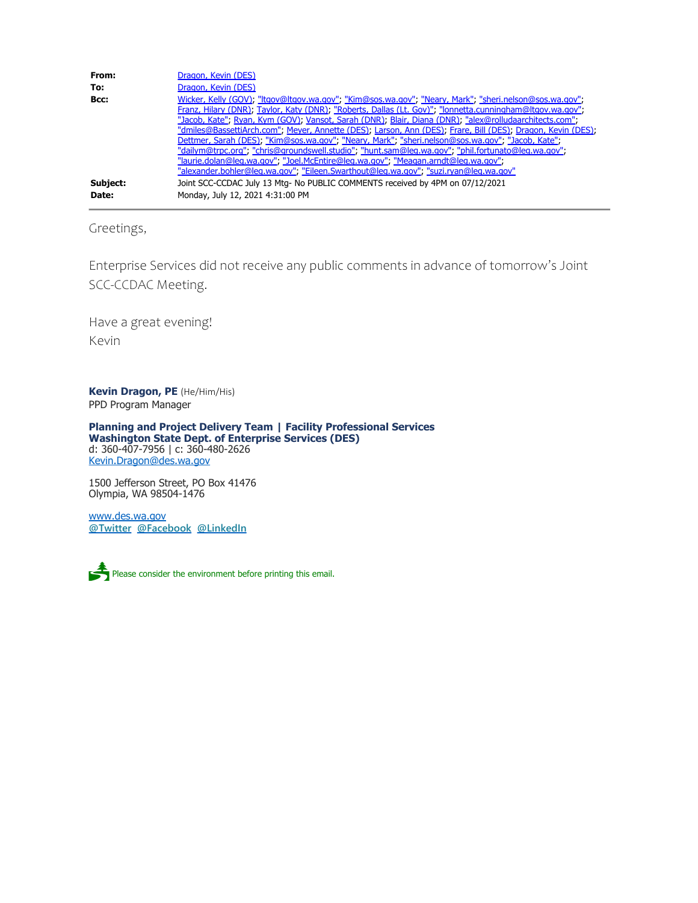| | |
|---|---|
| **From:** | Dragon, Kevin (DES) |
| **To:** | Dragon, Kevin (DES) |
| **Bcc:** | Wicker, Kelly (GOV); "ltgov@ltgov.wa.gov"; "Kim@sos.wa.gov"; "Neary, Mark"; "sheri.nelson@sos.wa.gov"; Franz, Hilary (DNR); Taylor, Katy (DNR); "Roberts, Dallas (Lt. Gov)"; "lonnetta.cunningham@ltgov.wa.gov"; "Jacob, Kate"; Ryan, Kym (GOV); Vansot, Sarah (DNR); Blair, Diana (DNR); "alex@rolludaarchitects.com"; "dmiles@BassettiArch.com"; Meyer, Annette (DES); Larson, Ann (DES); Frare, Bill (DES); Dragon, Kevin (DES); Dettmer, Sarah (DES); "Kim@sos.wa.gov"; "Neary, Mark"; "sheri.nelson@sos.wa.gov"; "Jacob, Kate"; "dailym@trpc.org"; "chris@groundswell.studio"; "hunt.sam@leg.wa.gov"; "phil.fortunato@leg.wa.gov"; "laurie.dolan@leg.wa.gov"; "Joel.McEntire@leg.wa.gov"; "Meagan.arndt@leg.wa.gov"; "alexander.bohler@leg.wa.gov"; "Eileen.Swarthout@leg.wa.gov"; "suzi.ryan@leg.wa.gov" |
| **Subject:** | Joint SCC-CCDAC July 13 Mtg- No PUBLIC COMMENTS received by 4PM on 07/12/2021 |
| **Date:** | Monday, July 12, 2021 4:31:00 PM |

Greetings,

Enterprise Services did not receive any public comments in advance of tomorrow's Joint SCC-CCDAC Meeting.

Have a great evening!
Kevin

**Kevin Dragon, PE** (He/Him/His)
PPD Program Manager

**Planning and Project Delivery Team | Facility Professional Services**
**Washington State Dept. of Enterprise Services (DES)**
d: 360-407-7956 | c: 360-480-2626
Kevin.Dragon@des.wa.gov

1500 Jefferson Street, PO Box 41476
Olympia, WA 98504-1476

www.des.wa.gov
@Twitter @Facebook @LinkedIn

Please consider the environment before printing this email.